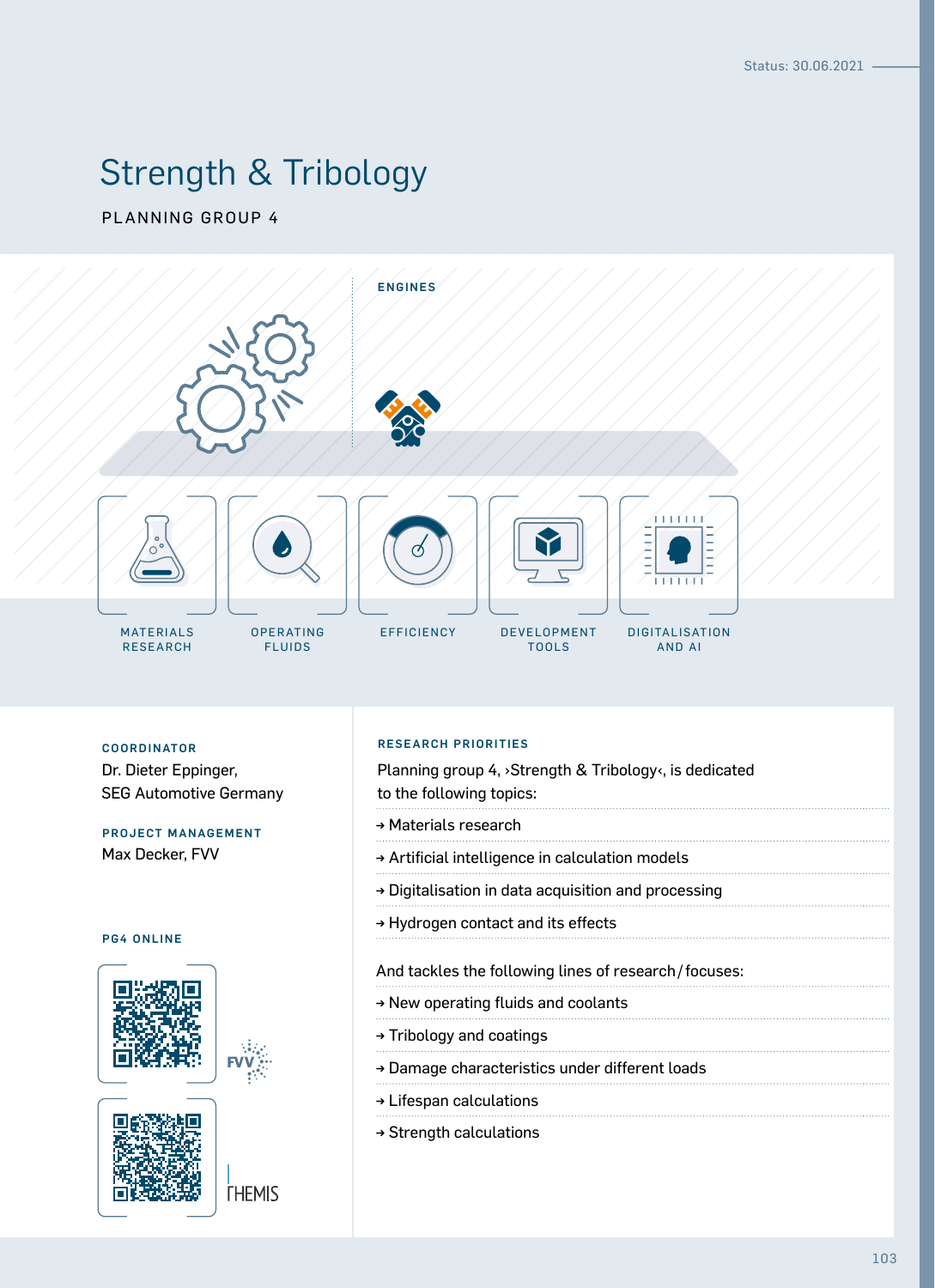Status: 30.06.2021

# Strength & Tribology

PLANNING GROUP 4

ENGINES

MATERIALS RESEARCH

OPERATING FLUIDS

EFFICIENCY

DEVELOPMENT TOOLS

DIGITALISATION AND AI

## COORDINATOR

Dr. Dieter Eppinger,
SEG Automotive Germany

## PROJECT MANAGEMENT

Max Decker, FVV

## PG4 ONLINE

FVV

THEMIS

## RESEARCH PRIORITIES

Planning group 4, ›Strength & Tribology‹, is dedicated to the following topics:

- → Materials research
- → Artificial intelligence in calculation models
- → Digitalisation in data acquisition and processing
- → Hydrogen contact and its effects

And tackles the following lines of research / focuses:

- → New operating fluids and coolants
- → Tribology and coatings
- → Damage characteristics under different loads
- → Lifespan calculations
- → Strength calculations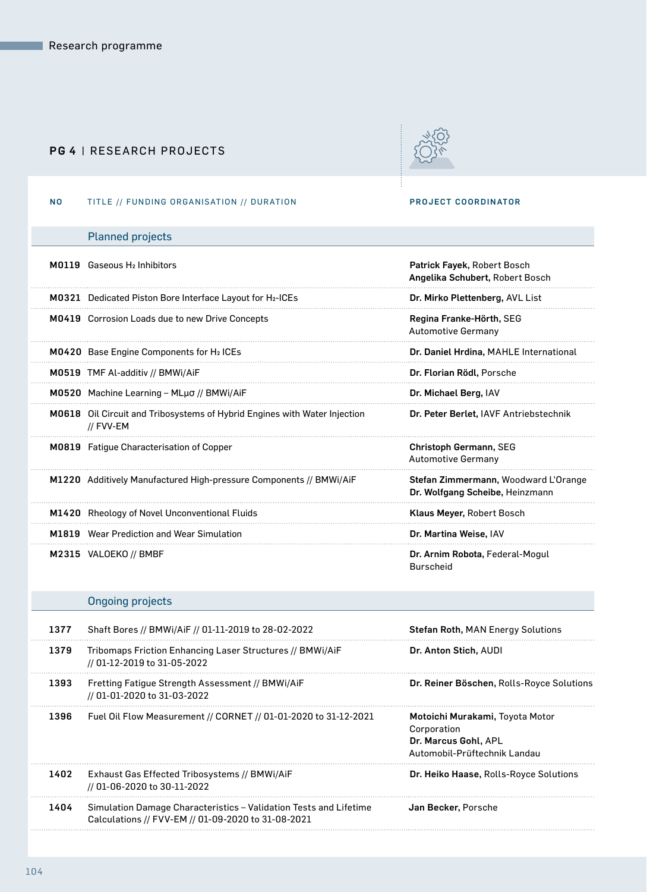## PG 4 | RESEARCH PROJECTS

| NO | TITLE // FUNDING ORGANISATION // DURATION | PROJECT COORDINATOR |
|---|---|---|
| | **Planned projects** | |
| M0119 | Gaseous $H_2$ Inhibitors | **Patrick Fayek**, Robert Bosch<br>**Angelika Schubert**, Robert Bosch |
| M0321 | Dedicated Piston Bore Interface Layout for $H_2$-ICEs | **Dr. Mirko Plettenberg**, AVL List |
| M0419 | Corrosion Loads due to new Drive Concepts | **Regina Franke-Hörth**, SEG Automotive Germany |
| M0420 | Base Engine Components for $H_2$ ICEs | **Dr. Daniel Hrdina**, MAHLE International |
| M0519 | TMF Al-additiv // BMWi/AiF | **Dr. Florian Rödl**, Porsche |
| M0520 | Machine Learning – MLμσ // BMWi/AiF | **Dr. Michael Berg**, IAV |
| M0618 | Oil Circuit and Tribosystems of Hybrid Engines with Water Injection // FVV-EM | **Dr. Peter Berlet**, IAVF Antriebstechnik |
| M0819 | Fatigue Characterisation of Copper | **Christoph Germann**, SEG Automotive Germany |
| M1220 | Additively Manufactured High-pressure Components // BMWi/AiF | **Stefan Zimmermann**, Woodward L'Orange<br>**Dr. Wolfgang Scheibe**, Heinzmann |
| M1420 | Rheology of Novel Unconventional Fluids | **Klaus Meyer**, Robert Bosch |
| M1819 | Wear Prediction and Wear Simulation | **Dr. Martina Weise**, IAV |
| M2315 | VALOEKO // BMBF | **Dr. Arnim Robota**, Federal-Mogul Burscheid |
| | **Ongoing projects** | |
| 1377 | Shaft Bores // BMWi/AiF // 01-11-2019 to 28-02-2022 | **Stefan Roth**, MAN Energy Solutions |
| 1379 | Tribomaps Friction Enhancing Laser Structures // BMWi/AiF // 01-12-2019 to 31-05-2022 | **Dr. Anton Stich**, AUDI |
| 1393 | Fretting Fatigue Strength Assessment // BMWi/AiF // 01-01-2020 to 31-03-2022 | **Dr. Reiner Böschen**, Rolls-Royce Solutions |
| 1396 | Fuel Oil Flow Measurement // CORNET // 01-01-2020 to 31-12-2021 | **Motoichi Murakami**, Toyota Motor Corporation<br>**Dr. Marcus Gohl**, APL Automobil-Prüftechnik Landau |
| 1402 | Exhaust Gas Effected Tribosystems // BMWi/AiF // 01-06-2020 to 30-11-2022 | **Dr. Heiko Haase**, Rolls-Royce Solutions |
| 1404 | Simulation Damage Characteristics – Validation Tests and Lifetime Calculations // FVV-EM // 01-09-2020 to 31-08-2021 | **Jan Becker**, Porsche |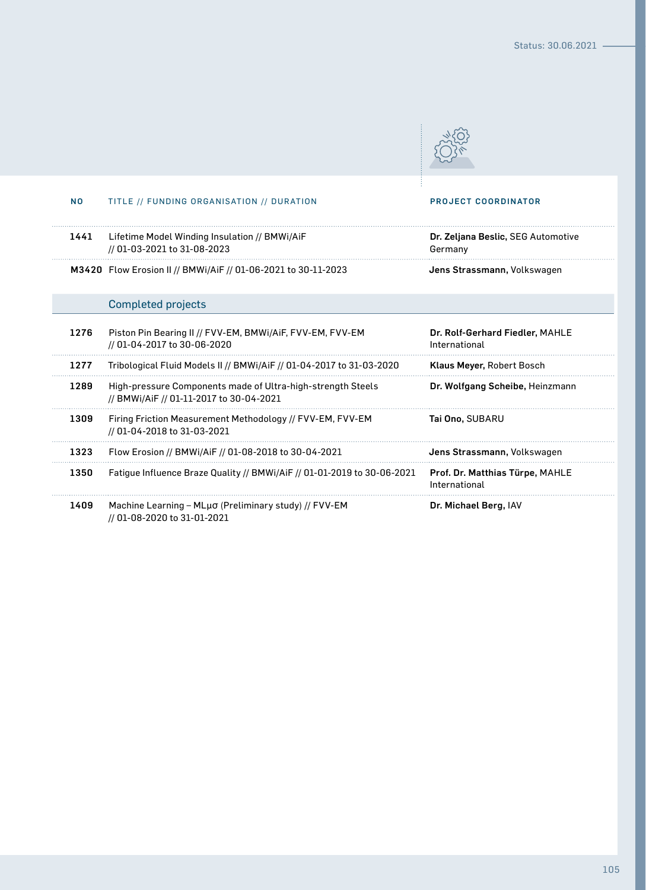Status: 30.06.2021

| NO | TITLE // FUNDING ORGANISATION // DURATION | PROJECT COORDINATOR |
|---|---|---|
| 1441 | Lifetime Model Winding Insulation // BMWi/AiF // 01-03-2021 to 31-08-2023 | **Dr. Zeljana Beslic,** SEG Automotive Germany |
| M3420 | Flow Erosion II // BMWi/AiF // 01-06-2021 to 30-11-2023 | **Jens Strassmann,** Volkswagen |

## Completed projects

| NO | TITLE // FUNDING ORGANISATION // DURATION | PROJECT COORDINATOR |
|---|---|---|
| 1276 | Piston Pin Bearing II // FVV-EM, BMWi/AiF, FVV-EM, FVV-EM // 01-04-2017 to 30-06-2020 | **Dr. Rolf-Gerhard Fiedler,** MAHLE International |
| 1277 | Tribological Fluid Models II // BMWi/AiF // 01-04-2017 to 31-03-2020 | **Klaus Meyer,** Robert Bosch |
| 1289 | High-pressure Components made of Ultra-high-strength Steels // BMWi/AiF // 01-11-2017 to 30-04-2021 | **Dr. Wolfgang Scheibe,** Heinzmann |
| 1309 | Firing Friction Measurement Methodology // FVV-EM, FVV-EM // 01-04-2018 to 31-03-2021 | **Tai Ono,** SUBARU |
| 1323 | Flow Erosion // BMWi/AiF // 01-08-2018 to 30-04-2021 | **Jens Strassmann,** Volkswagen |
| 1350 | Fatigue Influence Braze Quality // BMWi/AiF // 01-01-2019 to 30-06-2021 | **Prof. Dr. Matthias Türpe,** MAHLE International |
| 1409 | Machine Learning – MLμσ (Preliminary study) // FVV-EM // 01-08-2020 to 31-01-2021 | **Dr. Michael Berg,** IAV |